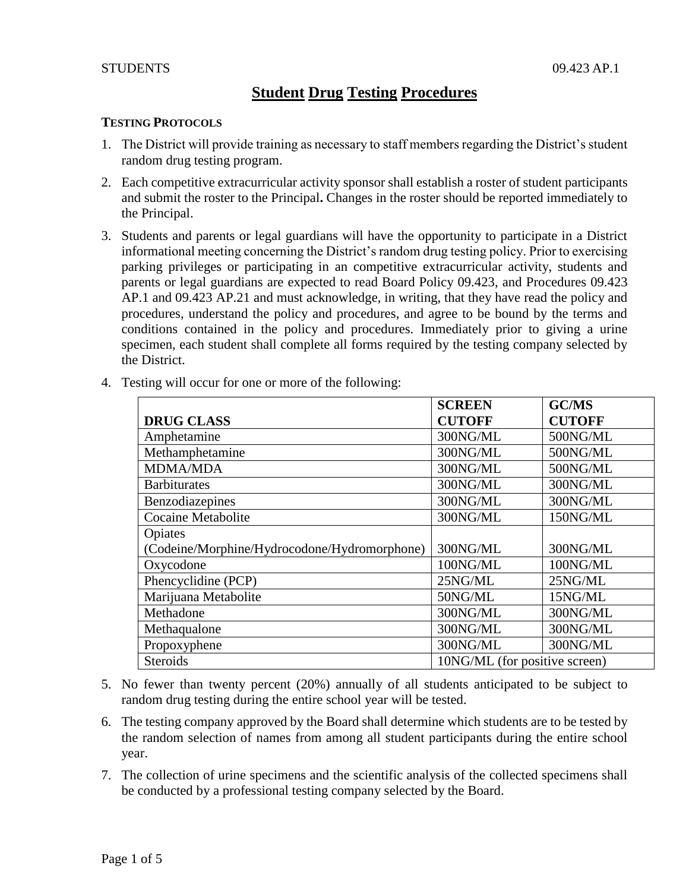# Student Drug Testing Procedures

**TESTING PROTOCOLS**

1. The District will provide training as necessary to staff members regarding the District's student random drug testing program.
2. Each competitive extracurricular activity sponsor shall establish a roster of student participants and submit the roster to the Principal**.** Changes in the roster should be reported immediately to the Principal.
3. Students and parents or legal guardians will have the opportunity to participate in a District informational meeting concerning the District's random drug testing policy. Prior to exercising parking privileges or participating in an competitive extracurricular activity, students and parents or legal guardians are expected to read Board Policy 09.423, and Procedures 09.423 AP.1 and 09.423 AP.21 and must acknowledge, in writing, that they have read the policy and procedures, understand the policy and procedures, and agree to be bound by the terms and conditions contained in the policy and procedures. Immediately prior to giving a urine specimen, each student shall complete all forms required by the testing company selected by the District.
4. Testing will occur for one or more of the following:

| DRUG CLASS | SCREEN CUTOFF | GC/MS CUTOFF |
|---|---|---|
| Amphetamine | 300NG/ML | 500NG/ML |
| Methamphetamine | 300NG/ML | 500NG/ML |
| MDMA/MDA | 300NG/ML | 500NG/ML |
| Barbiturates | 300NG/ML | 300NG/ML |
| Benzodiazepines | 300NG/ML | 300NG/ML |
| Cocaine Metabolite | 300NG/ML | 150NG/ML |
| Opiates (Codeine/Morphine/Hydrocodone/Hydromorphone) | 300NG/ML | 300NG/ML |
| Oxycodone | 100NG/ML | 100NG/ML |
| Phencyclidine (PCP) | 25NG/ML | 25NG/ML |
| Marijuana Metabolite | 50NG/ML | 15NG/ML |
| Methadone | 300NG/ML | 300NG/ML |
| Methaqualone | 300NG/ML | 300NG/ML |
| Propoxyphene | 300NG/ML | 300NG/ML |
| Steroids | 10NG/ML (for positive screen) | |

5. No fewer than twenty percent (20%) annually of all students anticipated to be subject to random drug testing during the entire school year will be tested.
6. The testing company approved by the Board shall determine which students are to be tested by the random selection of names from among all student participants during the entire school year.
7. The collection of urine specimens and the scientific analysis of the collected specimens shall be conducted by a professional testing company selected by the Board.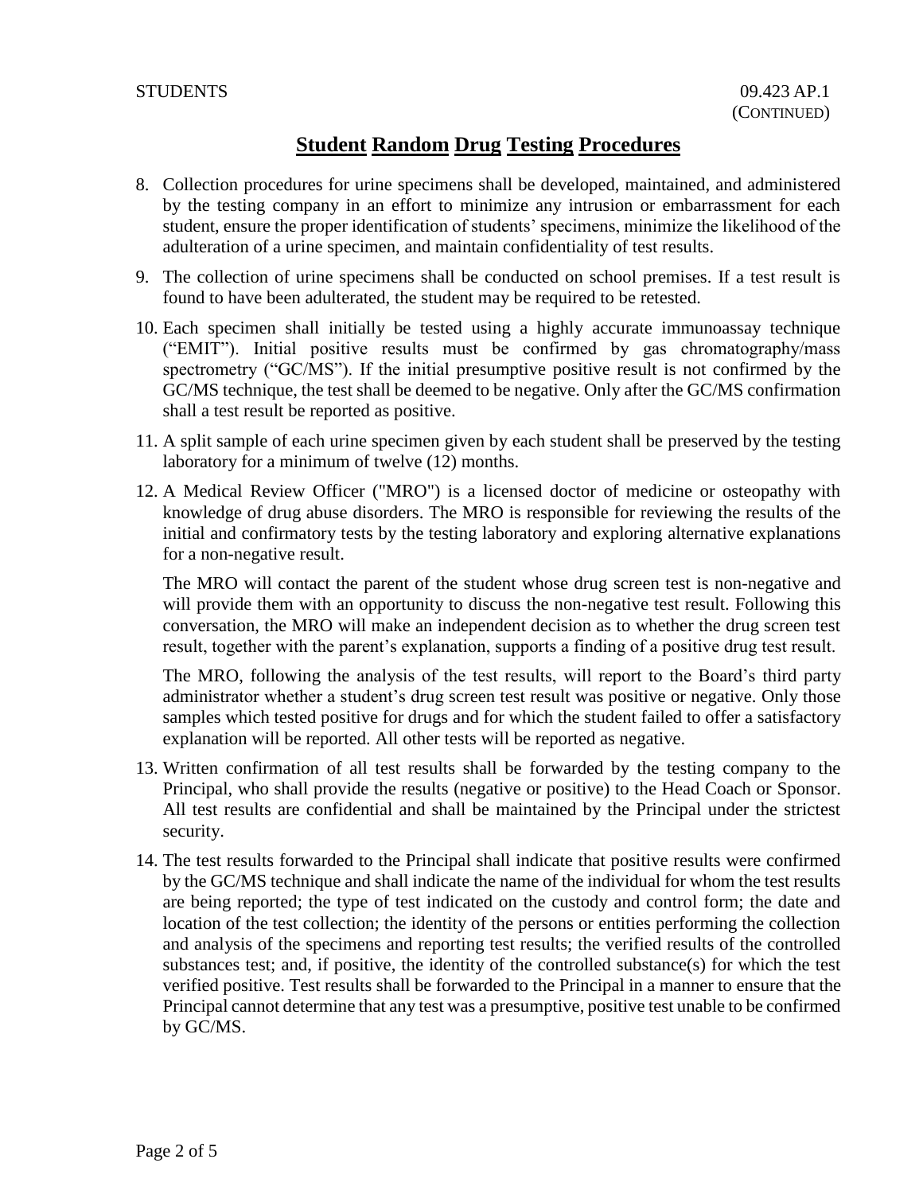## Student Random Drug Testing Procedures

8. Collection procedures for urine specimens shall be developed, maintained, and administered by the testing company in an effort to minimize any intrusion or embarrassment for each student, ensure the proper identification of students' specimens, minimize the likelihood of the adulteration of a urine specimen, and maintain confidentiality of test results.
9. The collection of urine specimens shall be conducted on school premises. If a test result is found to have been adulterated, the student may be required to be retested.
10. Each specimen shall initially be tested using a highly accurate immunoassay technique ("EMIT"). Initial positive results must be confirmed by gas chromatography/mass spectrometry ("GC/MS"). If the initial presumptive positive result is not confirmed by the GC/MS technique, the test shall be deemed to be negative. Only after the GC/MS confirmation shall a test result be reported as positive.
11. A split sample of each urine specimen given by each student shall be preserved by the testing laboratory for a minimum of twelve (12) months.
12. A Medical Review Officer ("MRO") is a licensed doctor of medicine or osteopathy with knowledge of drug abuse disorders. The MRO is responsible for reviewing the results of the initial and confirmatory tests by the testing laboratory and exploring alternative explanations for a non-negative result.

    The MRO will contact the parent of the student whose drug screen test is non-negative and will provide them with an opportunity to discuss the non-negative test result. Following this conversation, the MRO will make an independent decision as to whether the drug screen test result, together with the parent's explanation, supports a finding of a positive drug test result.

    The MRO, following the analysis of the test results, will report to the Board's third party administrator whether a student's drug screen test result was positive or negative. Only those samples which tested positive for drugs and for which the student failed to offer a satisfactory explanation will be reported. All other tests will be reported as negative.
13. Written confirmation of all test results shall be forwarded by the testing company to the Principal, who shall provide the results (negative or positive) to the Head Coach or Sponsor. All test results are confidential and shall be maintained by the Principal under the strictest security.
14. The test results forwarded to the Principal shall indicate that positive results were confirmed by the GC/MS technique and shall indicate the name of the individual for whom the test results are being reported; the type of test indicated on the custody and control form; the date and location of the test collection; the identity of the persons or entities performing the collection and analysis of the specimens and reporting test results; the verified results of the controlled substances test; and, if positive, the identity of the controlled substance(s) for which the test verified positive. Test results shall be forwarded to the Principal in a manner to ensure that the Principal cannot determine that any test was a presumptive, positive test unable to be confirmed by GC/MS.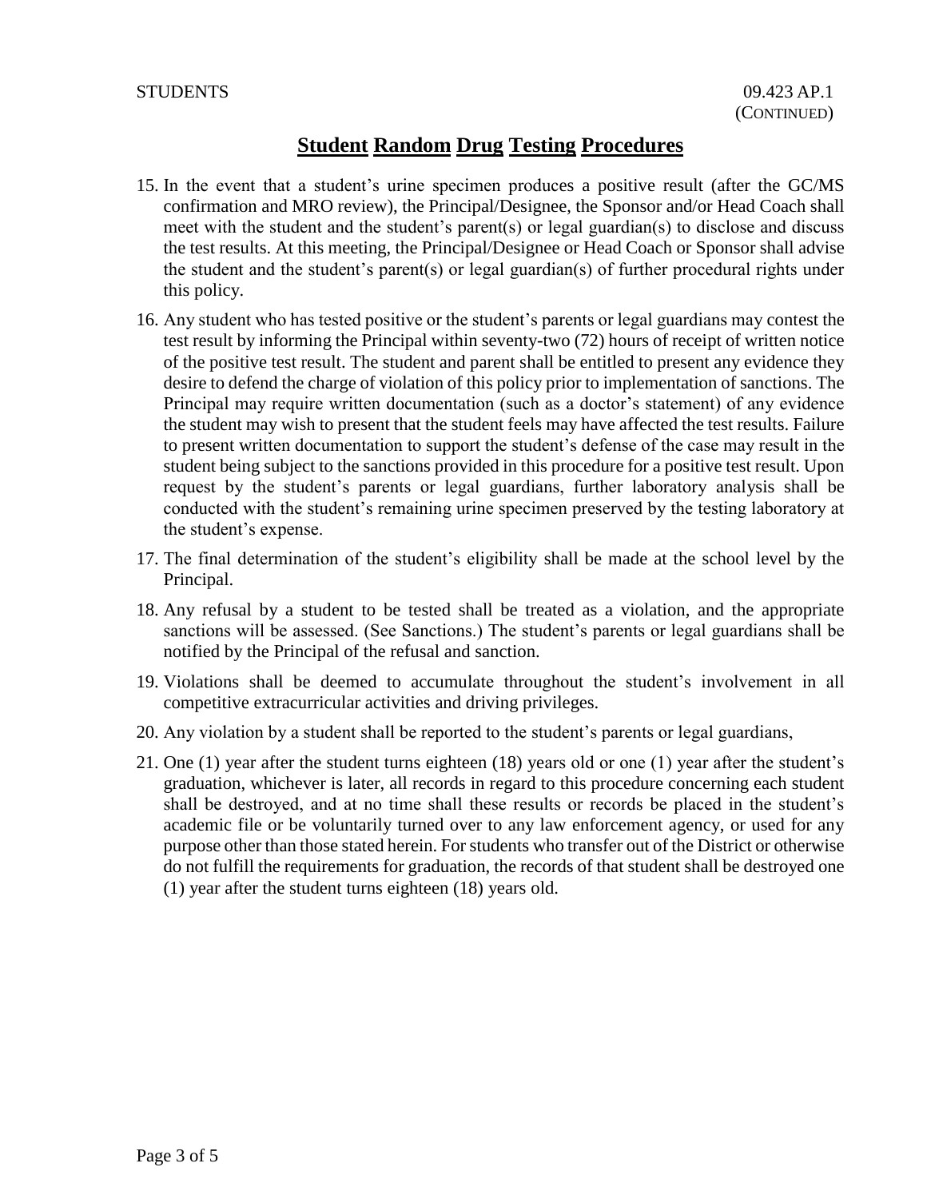# Student Random Drug Testing Procedures

15. In the event that a student's urine specimen produces a positive result (after the GC/MS confirmation and MRO review), the Principal/Designee, the Sponsor and/or Head Coach shall meet with the student and the student's parent(s) or legal guardian(s) to disclose and discuss the test results. At this meeting, the Principal/Designee or Head Coach or Sponsor shall advise the student and the student's parent(s) or legal guardian(s) of further procedural rights under this policy.

16. Any student who has tested positive or the student's parents or legal guardians may contest the test result by informing the Principal within seventy-two (72) hours of receipt of written notice of the positive test result. The student and parent shall be entitled to present any evidence they desire to defend the charge of violation of this policy prior to implementation of sanctions. The Principal may require written documentation (such as a doctor's statement) of any evidence the student may wish to present that the student feels may have affected the test results. Failure to present written documentation to support the student's defense of the case may result in the student being subject to the sanctions provided in this procedure for a positive test result. Upon request by the student's parents or legal guardians, further laboratory analysis shall be conducted with the student's remaining urine specimen preserved by the testing laboratory at the student's expense.

17. The final determination of the student's eligibility shall be made at the school level by the Principal.

18. Any refusal by a student to be tested shall be treated as a violation, and the appropriate sanctions will be assessed. (See Sanctions.) The student's parents or legal guardians shall be notified by the Principal of the refusal and sanction.

19. Violations shall be deemed to accumulate throughout the student's involvement in all competitive extracurricular activities and driving privileges.

20. Any violation by a student shall be reported to the student's parents or legal guardians,

21. One (1) year after the student turns eighteen (18) years old or one (1) year after the student's graduation, whichever is later, all records in regard to this procedure concerning each student shall be destroyed, and at no time shall these results or records be placed in the student's academic file or be voluntarily turned over to any law enforcement agency, or used for any purpose other than those stated herein. For students who transfer out of the District or otherwise do not fulfill the requirements for graduation, the records of that student shall be destroyed one (1) year after the student turns eighteen (18) years old.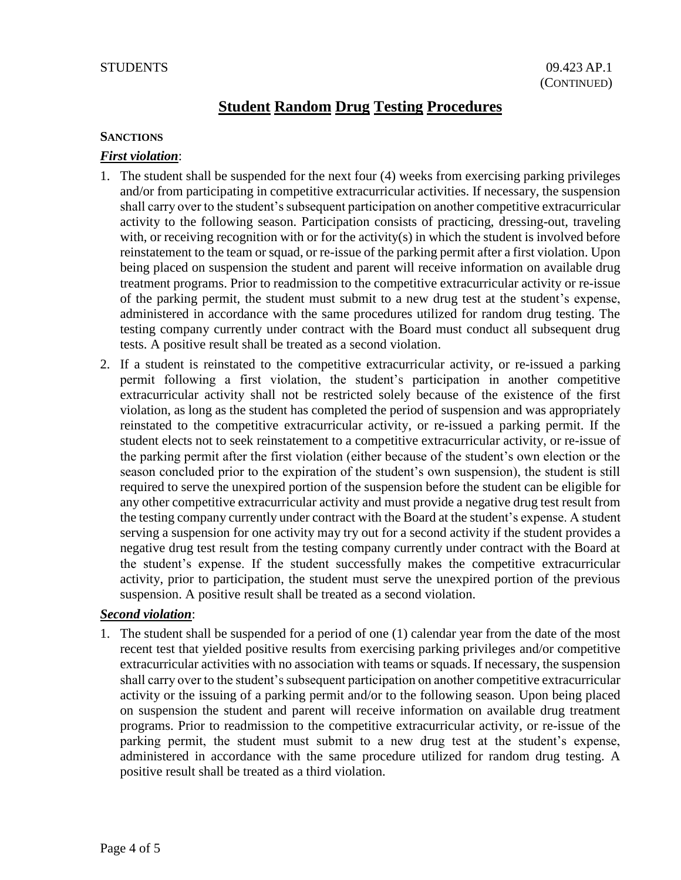# Student Random Drug Testing Procedures

**SANCTIONS**

***First violation***:

1. The student shall be suspended for the next four (4) weeks from exercising parking privileges and/or from participating in competitive extracurricular activities. If necessary, the suspension shall carry over to the student's subsequent participation on another competitive extracurricular activity to the following season. Participation consists of practicing, dressing-out, traveling with, or receiving recognition with or for the activity(s) in which the student is involved before reinstatement to the team or squad, or re-issue of the parking permit after a first violation. Upon being placed on suspension the student and parent will receive information on available drug treatment programs. Prior to readmission to the competitive extracurricular activity or re-issue of the parking permit, the student must submit to a new drug test at the student's expense, administered in accordance with the same procedures utilized for random drug testing. The testing company currently under contract with the Board must conduct all subsequent drug tests. A positive result shall be treated as a second violation.
2. If a student is reinstated to the competitive extracurricular activity, or re-issued a parking permit following a first violation, the student's participation in another competitive extracurricular activity shall not be restricted solely because of the existence of the first violation, as long as the student has completed the period of suspension and was appropriately reinstated to the competitive extracurricular activity, or re-issued a parking permit. If the student elects not to seek reinstatement to a competitive extracurricular activity, or re-issue of the parking permit after the first violation (either because of the student's own election or the season concluded prior to the expiration of the student's own suspension), the student is still required to serve the unexpired portion of the suspension before the student can be eligible for any other competitive extracurricular activity and must provide a negative drug test result from the testing company currently under contract with the Board at the student's expense. A student serving a suspension for one activity may try out for a second activity if the student provides a negative drug test result from the testing company currently under contract with the Board at the student's expense. If the student successfully makes the competitive extracurricular activity, prior to participation, the student must serve the unexpired portion of the previous suspension. A positive result shall be treated as a second violation.

***Second violation***:

1. The student shall be suspended for a period of one (1) calendar year from the date of the most recent test that yielded positive results from exercising parking privileges and/or competitive extracurricular activities with no association with teams or squads. If necessary, the suspension shall carry over to the student's subsequent participation on another competitive extracurricular activity or the issuing of a parking permit and/or to the following season. Upon being placed on suspension the student and parent will receive information on available drug treatment programs. Prior to readmission to the competitive extracurricular activity, or re-issue of the parking permit, the student must submit to a new drug test at the student's expense, administered in accordance with the same procedure utilized for random drug testing. A positive result shall be treated as a third violation.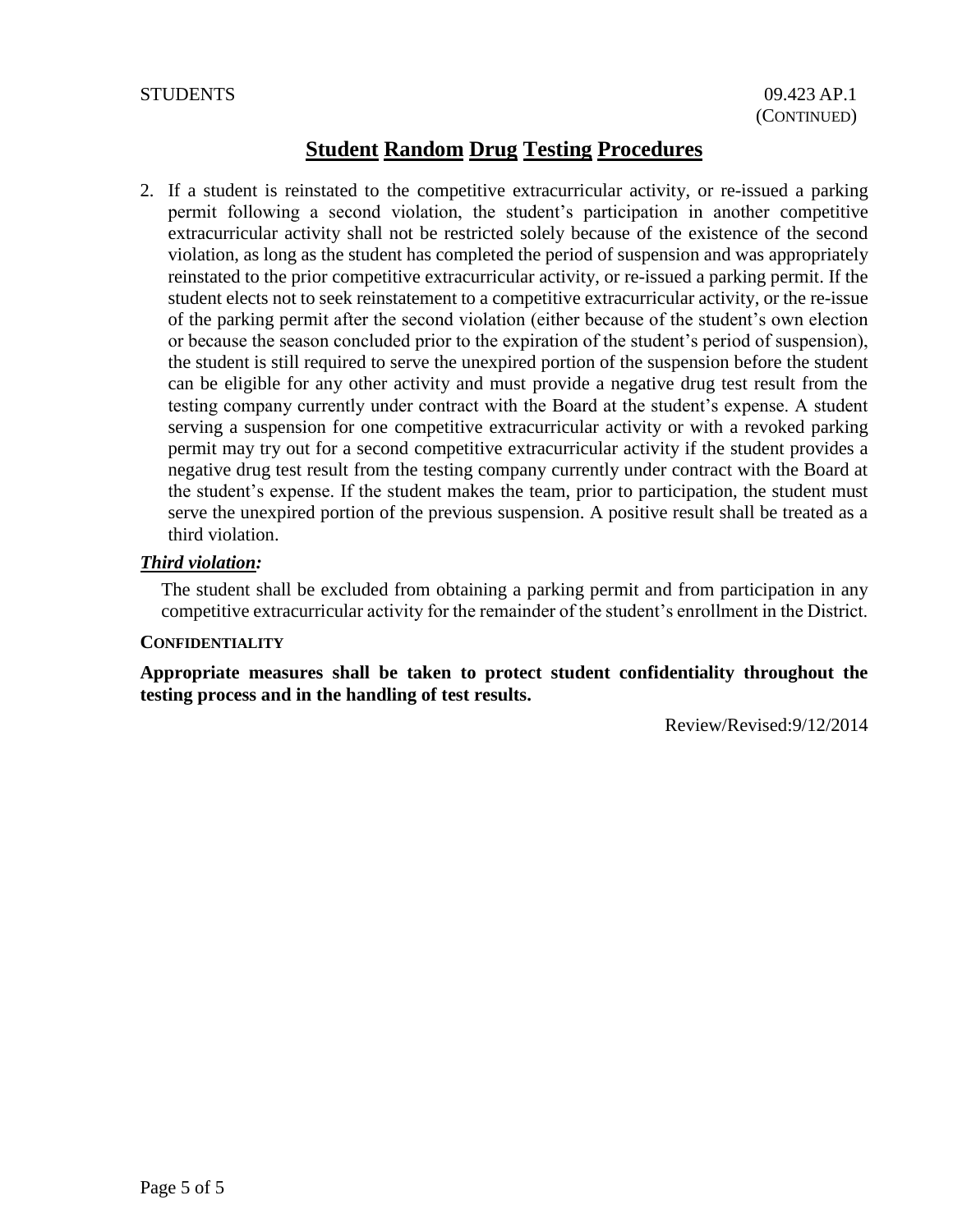# Student Random Drug Testing Procedures

2. If a student is reinstated to the competitive extracurricular activity, or re-issued a parking permit following a second violation, the student's participation in another competitive extracurricular activity shall not be restricted solely because of the existence of the second violation, as long as the student has completed the period of suspension and was appropriately reinstated to the prior competitive extracurricular activity, or re-issued a parking permit. If the student elects not to seek reinstatement to a competitive extracurricular activity, or the re-issue of the parking permit after the second violation (either because of the student's own election or because the season concluded prior to the expiration of the student's period of suspension), the student is still required to serve the unexpired portion of the suspension before the student can be eligible for any other activity and must provide a negative drug test result from the testing company currently under contract with the Board at the student's expense. A student serving a suspension for one competitive extracurricular activity or with a revoked parking permit may try out for a second competitive extracurricular activity if the student provides a negative drug test result from the testing company currently under contract with the Board at the student's expense. If the student makes the team, prior to participation, the student must serve the unexpired portion of the previous suspension. A positive result shall be treated as a third violation.

***Third violation:***

The student shall be excluded from obtaining a parking permit and from participation in any competitive extracurricular activity for the remainder of the student's enrollment in the District.

**CONFIDENTIALITY**

**Appropriate measures shall be taken to protect student confidentiality throughout the testing process and in the handling of test results.**

Review/Revised:9/12/2014